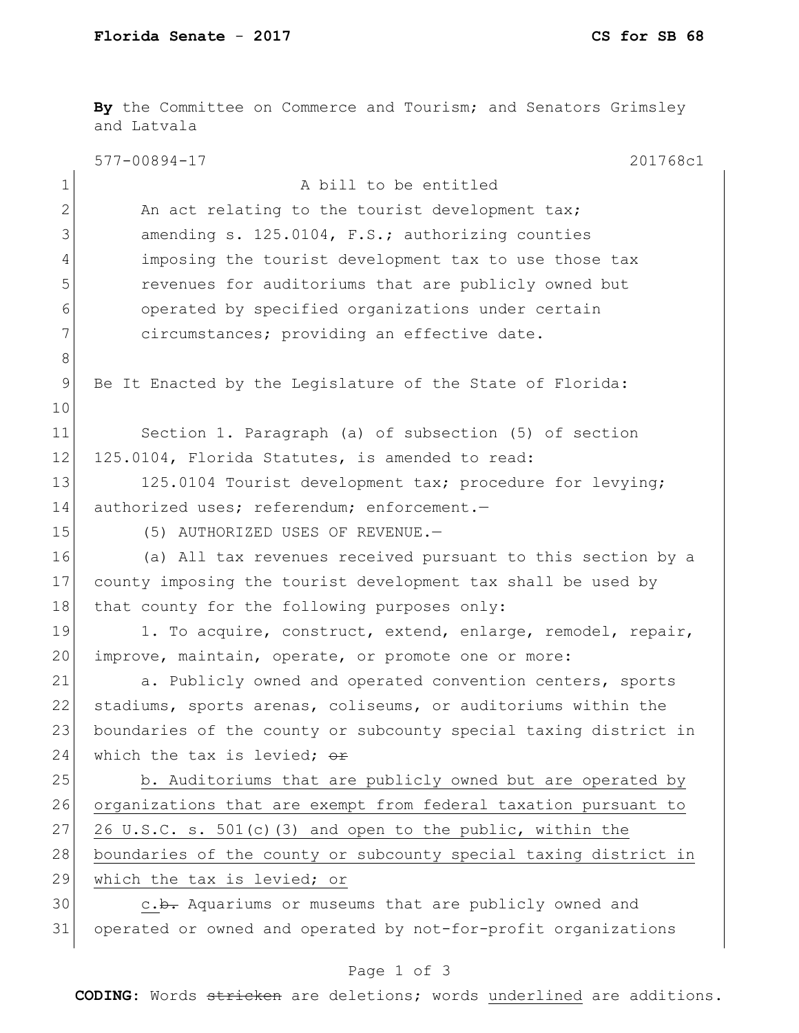**By** the Committee on Commerce and Tourism; and Senators Grimsley and Latvala

577-00894-17 201768c1

A bill to be entitled

An act relating to the tourist development tax; amending s. 125.0104, F.S.; authorizing counties imposing the tourist development tax to use those tax revenues for auditoriums that are publicly owned but operated by specified organizations under certain circumstances; providing an effective date.

Be It Enacted by the Legislature of the State of Florida:

Section 1. Paragraph (a) of subsection (5) of section 125.0104, Florida Statutes, is amended to read:

125.0104 Tourist development tax; procedure for levying; authorized uses; referendum; enforcement.—

(5) AUTHORIZED USES OF REVENUE.—

(a) All tax revenues received pursuant to this section by a county imposing the tourist development tax shall be used by that county for the following purposes only:

1. To acquire, construct, extend, enlarge, remodel, repair, improve, maintain, operate, or promote one or more:

a. Publicly owned and operated convention centers, sports stadiums, sports arenas, coliseums, or auditoriums within the boundaries of the county or subcounty special taxing district in which the tax is levied; ~~or~~

<u>b. Auditoriums that are publicly owned but are operated by organizations that are exempt from federal taxation pursuant to 26 U.S.C. s. 501(c)(3) and open to the public, within the boundaries of the county or subcounty special taxing district in which the tax is levied; or</u>

<u>c.</u>~~b.~~ Aquariums or museums that are publicly owned and operated or owned and operated by not-for-profit organizations

**CODING:** Words ~~stricken~~ are deletions; words <u>underlined</u> are additions.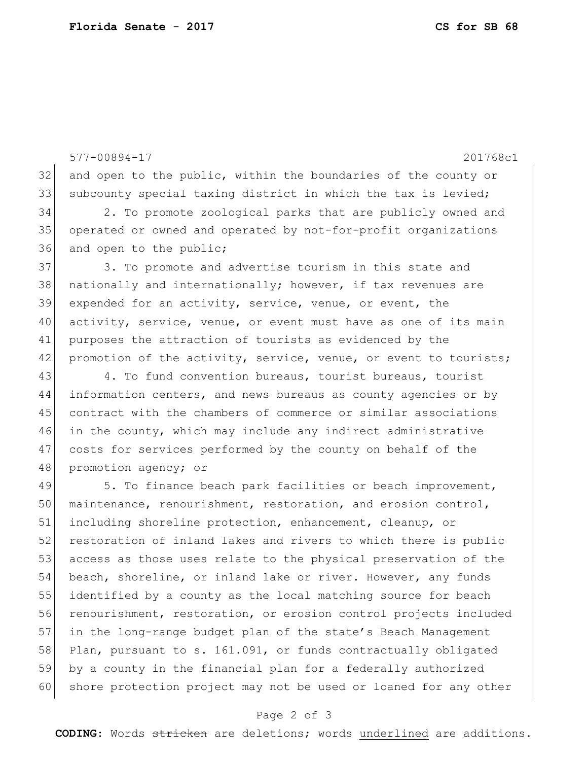577-00894-17 201768c1

and open to the public, within the boundaries of the county or subcounty special taxing district in which the tax is levied;

2. To promote zoological parks that are publicly owned and operated or owned and operated by not-for-profit organizations and open to the public;

3. To promote and advertise tourism in this state and nationally and internationally; however, if tax revenues are expended for an activity, service, venue, or event, the activity, service, venue, or event must have as one of its main purposes the attraction of tourists as evidenced by the promotion of the activity, service, venue, or event to tourists;

4. To fund convention bureaus, tourist bureaus, tourist information centers, and news bureaus as county agencies or by contract with the chambers of commerce or similar associations in the county, which may include any indirect administrative costs for services performed by the county on behalf of the promotion agency; or

5. To finance beach park facilities or beach improvement, maintenance, renourishment, restoration, and erosion control, including shoreline protection, enhancement, cleanup, or restoration of inland lakes and rivers to which there is public access as those uses relate to the physical preservation of the beach, shoreline, or inland lake or river. However, any funds identified by a county as the local matching source for beach renourishment, restoration, or erosion control projects included in the long-range budget plan of the state's Beach Management Plan, pursuant to s. 161.091, or funds contractually obligated by a county in the financial plan for a federally authorized shore protection project may not be used or loaned for any other

**CODING:** Words ~~stricken~~ are deletions; words <u>underlined</u> are additions.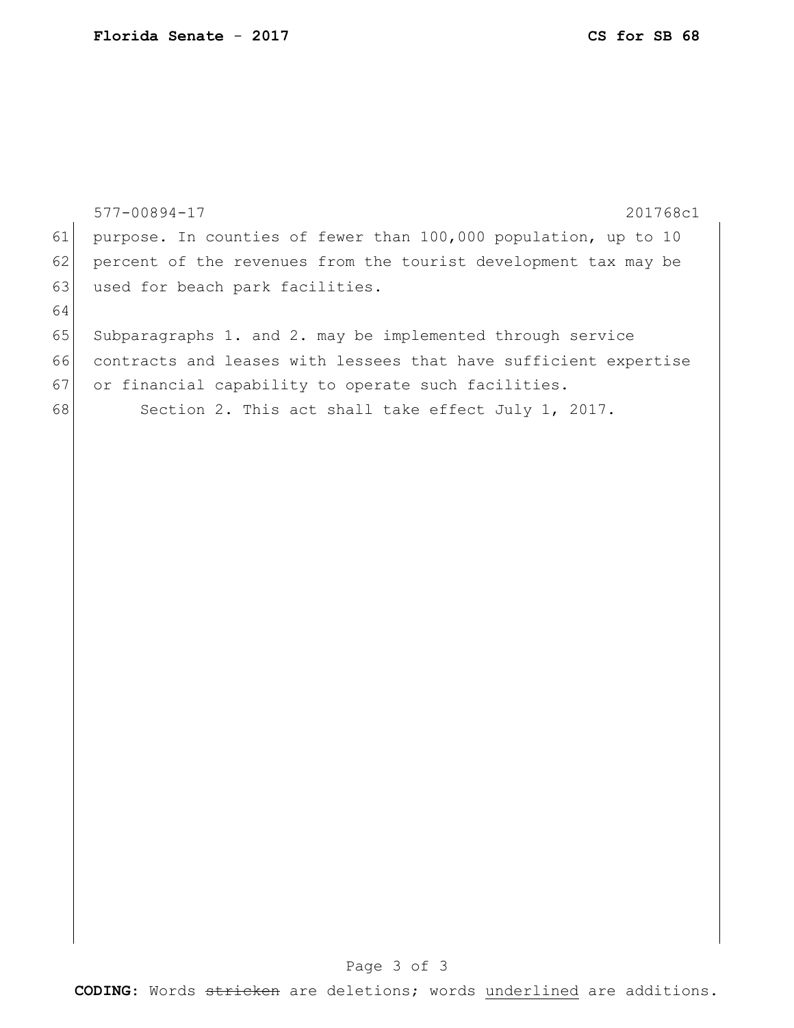purpose. In counties of fewer than 100,000 population, up to 10 percent of the revenues from the tourist development tax may be used for beach park facilities.

Subparagraphs 1. and 2. may be implemented through service contracts and leases with lessees that have sufficient expertise or financial capability to operate such facilities.

Section 2. This act shall take effect July 1, 2017.